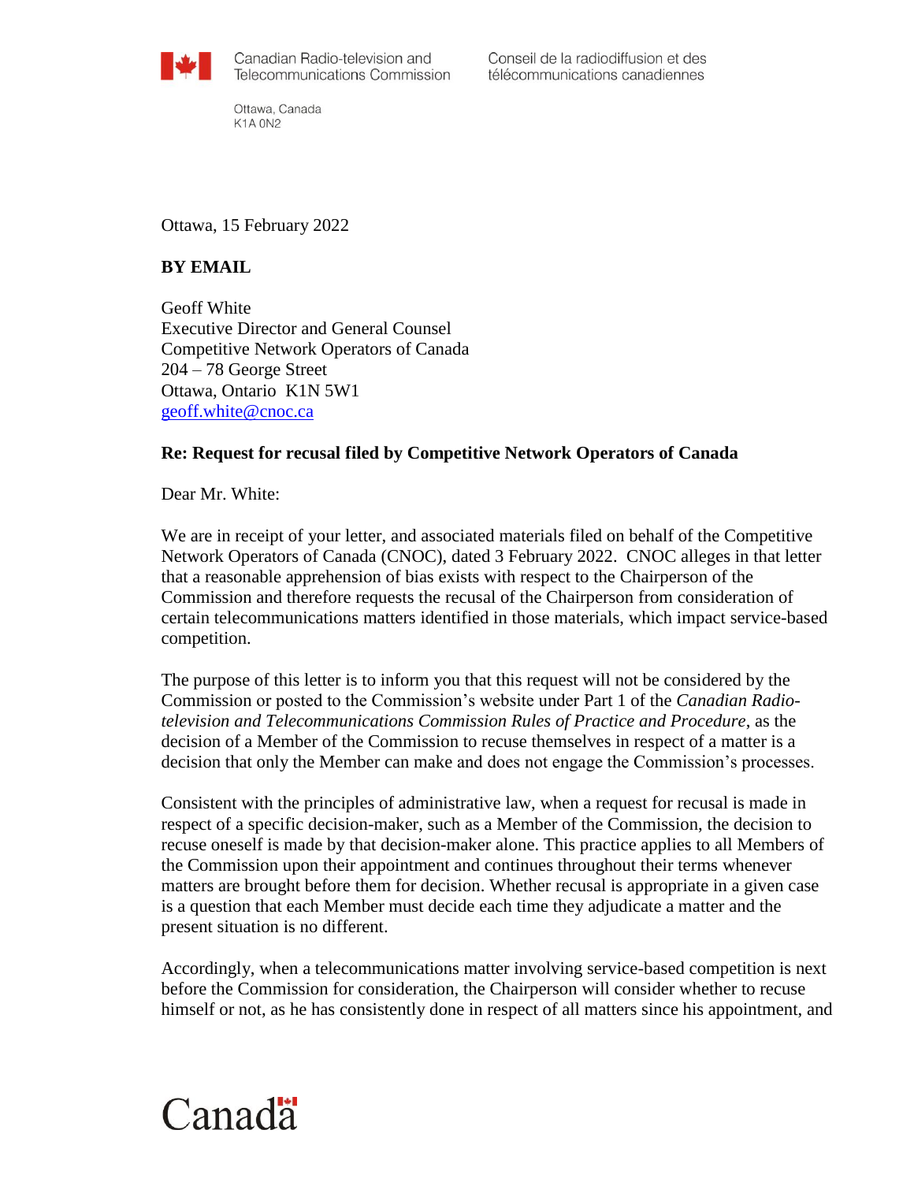Canadian Radio-television and Telecommunications Commission

Conseil de la radiodiffusion et des télécommunications canadiennes

Ottawa, Canada
K1A 0N2

Ottawa, 15 February 2022

**BY EMAIL**

Geoff White
Executive Director and General Counsel
Competitive Network Operators of Canada
204 – 78 George Street
Ottawa, Ontario K1N 5W1
geoff.white@cnoc.ca

**Re: Request for recusal filed by Competitive Network Operators of Canada**

Dear Mr. White:

We are in receipt of your letter, and associated materials filed on behalf of the Competitive Network Operators of Canada (CNOC), dated 3 February 2022. CNOC alleges in that letter that a reasonable apprehension of bias exists with respect to the Chairperson of the Commission and therefore requests the recusal of the Chairperson from consideration of certain telecommunications matters identified in those materials, which impact service-based competition.

The purpose of this letter is to inform you that this request will not be considered by the Commission or posted to the Commission's website under Part 1 of the *Canadian Radio-television and Telecommunications Commission Rules of Practice and Procedure*, as the decision of a Member of the Commission to recuse themselves in respect of a matter is a decision that only the Member can make and does not engage the Commission's processes.

Consistent with the principles of administrative law, when a request for recusal is made in respect of a specific decision-maker, such as a Member of the Commission, the decision to recuse oneself is made by that decision-maker alone. This practice applies to all Members of the Commission upon their appointment and continues throughout their terms whenever matters are brought before them for decision. Whether recusal is appropriate in a given case is a question that each Member must decide each time they adjudicate a matter and the present situation is no different.

Accordingly, when a telecommunications matter involving service-based competition is next before the Commission for consideration, the Chairperson will consider whether to recuse himself or not, as he has consistently done in respect of all matters since his appointment, and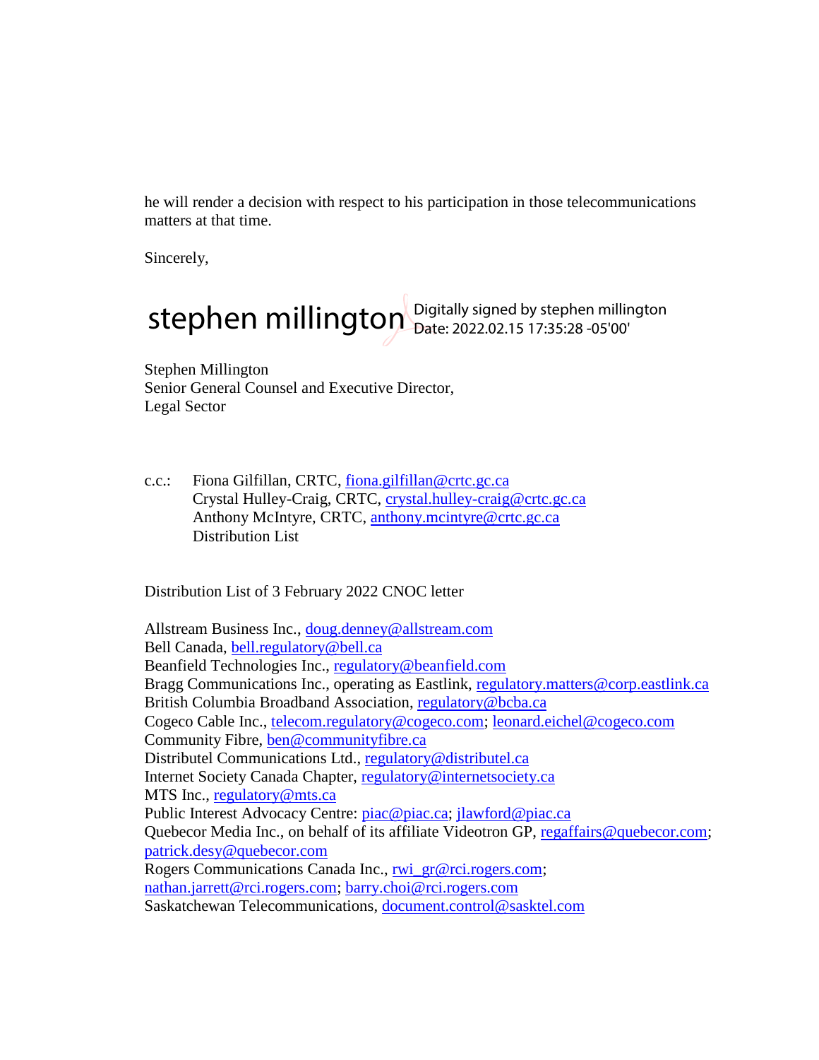he will render a decision with respect to his participation in those telecommunications matters at that time.

Sincerely,

stephen millington Digitally signed by stephen millington
Date: 2022.02.15 17:35:28 -05'00'

Stephen Millington
Senior General Counsel and Executive Director,
Legal Sector

c.c.: Fiona Gilfillan, CRTC, fiona.gilfillan@crtc.gc.ca
Crystal Hulley-Craig, CRTC, crystal.hulley-craig@crtc.gc.ca
Anthony McIntyre, CRTC, anthony.mcintyre@crtc.gc.ca
Distribution List

Distribution List of 3 February 2022 CNOC letter

Allstream Business Inc., doug.denney@allstream.com
Bell Canada, bell.regulatory@bell.ca
Beanfield Technologies Inc., regulatory@beanfield.com
Bragg Communications Inc., operating as Eastlink, regulatory.matters@corp.eastlink.ca
British Columbia Broadband Association, regulatory@bcba.ca
Cogeco Cable Inc., telecom.regulatory@cogeco.com; leonard.eichel@cogeco.com
Community Fibre, ben@communityfibre.ca
Distributel Communications Ltd., regulatory@distributel.ca
Internet Society Canada Chapter, regulatory@internetsociety.ca
MTS Inc., regulatory@mts.ca
Public Interest Advocacy Centre: piac@piac.ca; jlawford@piac.ca
Quebecor Media Inc., on behalf of its affiliate Videotron GP, regaffairs@quebecor.com; patrick.desy@quebecor.com
Rogers Communications Canada Inc., rwi_gr@rci.rogers.com; nathan.jarrett@rci.rogers.com; barry.choi@rci.rogers.com
Saskatchewan Telecommunications, document.control@sasktel.com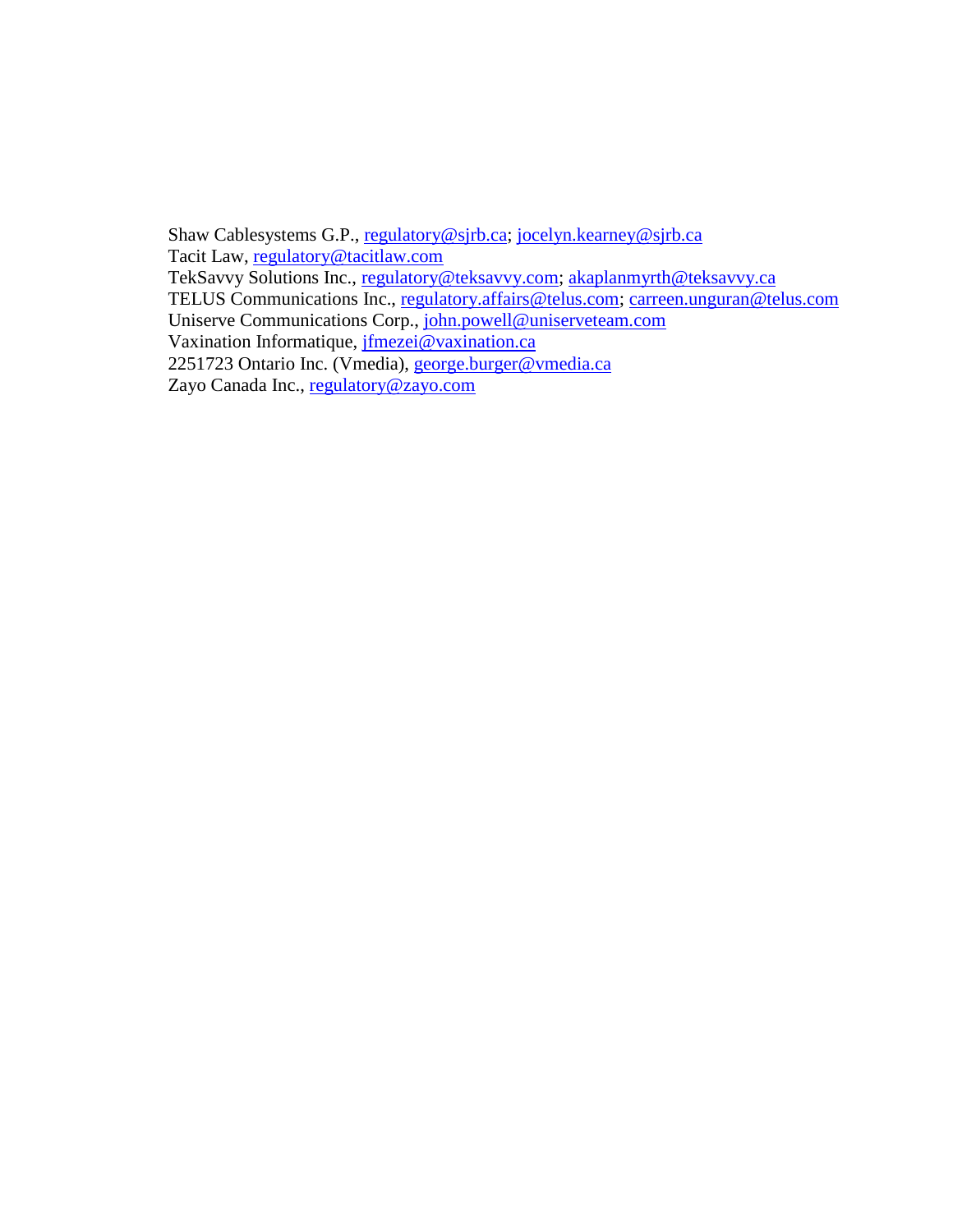Shaw Cablesystems G.P., regulatory@sjrb.ca; jocelyn.kearney@sjrb.ca
Tacit Law, regulatory@tacitlaw.com
TekSavvy Solutions Inc., regulatory@teksavvy.com; akaplanmyrth@teksavvy.ca
TELUS Communications Inc., regulatory.affairs@telus.com; carreen.unguran@telus.com
Uniserve Communications Corp., john.powell@uniserveteam.com
Vaxination Informatique, jfmezei@vaxination.ca
2251723 Ontario Inc. (Vmedia), george.burger@vmedia.ca
Zayo Canada Inc., regulatory@zayo.com